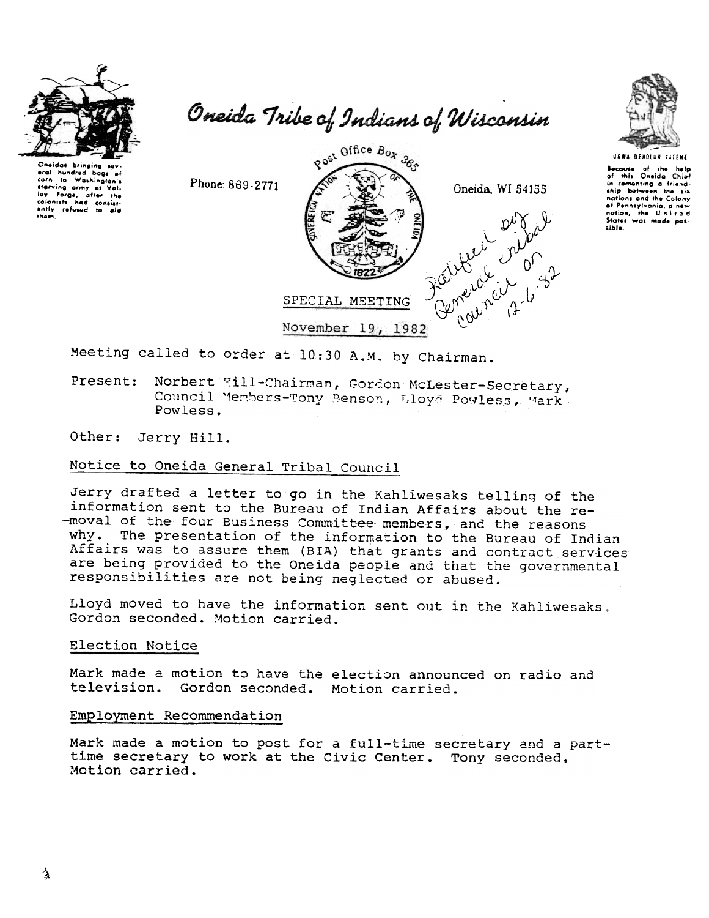# Oneida Tribe of Indians of Wisconsin

Oneidas bringing several hundred bags of corn to Washington's starving army at Valley Forge, after the colonists had consistently refused to aid them.

Phone: 869-2771

Post Office Box 365

Oneida, WI 54155

UGWA DEHOLUN YATEHE

Because of the help of this Oneida Chief in cementing a friendship between the six nations and the Colony of Pennsylvania, a new nation, the United States was made possible.

Ratified by General Tribal Council on 12-6-82

SPECIAL MEETING

November 19, 1982

Meeting called to order at 10:30 A.M. by Chairman.

Present: Norbert Hill-Chairman, Gordon McLester-Secretary, Council Members-Tony Benson, Lloyd Powless, Mark Powless.

Other: Jerry Hill.

## Notice to Oneida General Tribal Council

Jerry drafted a letter to go in the Kahliwesaks telling of the information sent to the Bureau of Indian Affairs about the removal of the four Business Committee members, and the reasons why. The presentation of the information to the Bureau of Indian Affairs was to assure them (BIA) that grants and contract services are being provided to the Oneida people and that the governmental responsibilities are not being neglected or abused.

Lloyd moved to have the information sent out in the Kahliwesaks. Gordon seconded. Motion carried.

## Election Notice

Mark made a motion to have the election announced on radio and television. Gordon seconded. Motion carried.

## Employment Recommendation

Mark made a motion to post for a full-time secretary and a part-time secretary to work at the Civic Center. Tony seconded. Motion carried.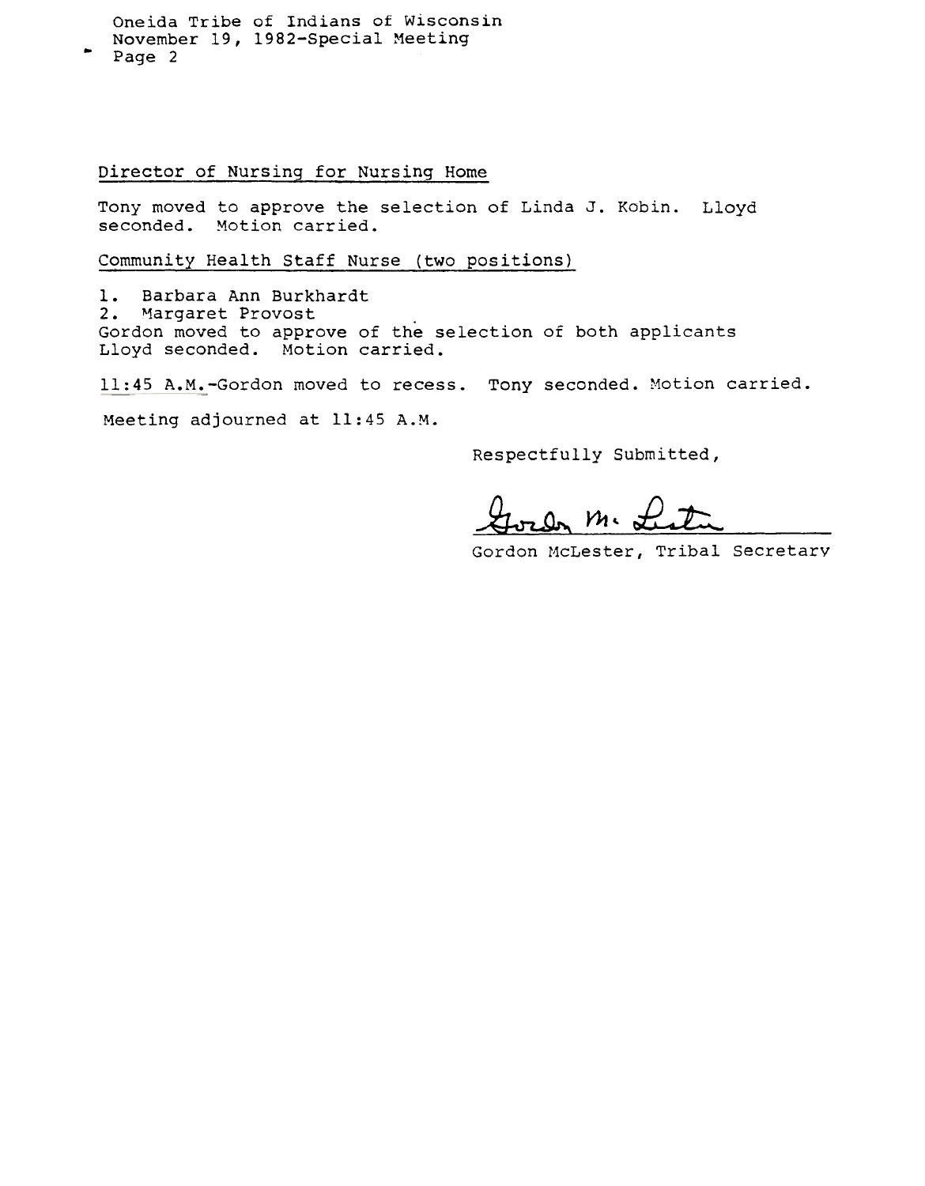Director of Nursing for Nursing Home

Tony moved to approve the selection of Linda J. Kobin. Lloyd seconded. Motion carried.

Community Health Staff Nurse (two positions)

1. Barbara Ann Burkhardt
2. Margaret Provost

Gordon moved to approve of the selection of both applicants Lloyd seconded. Motion carried.

11:45 A.M.-Gordon moved to recess. Tony seconded. Motion carried.

Meeting adjourned at 11:45 A.M.

Respectfully Submitted,

Gordon M. Lester

Gordon McLester, Tribal Secretary